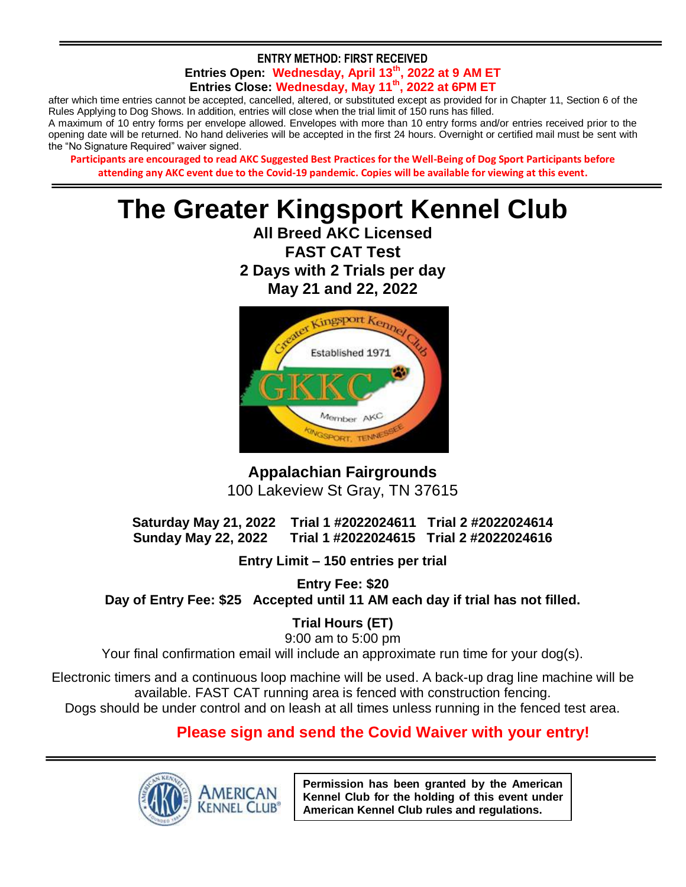**ENTRY METHOD: FIRST RECEIVED**

**Entries Open: Wednesday, April 13th, 2022 at 9 AM ET**

**Entries Close: Wednesday, May 11th, 2022 at 6PM ET**

after which time entries cannot be accepted, cancelled, altered, or substituted except as provided for in Chapter 11, Section 6 of the Rules Applying to Dog Shows. In addition, entries will close when the trial limit of 150 runs has filled.

A maximum of 10 entry forms per envelope allowed. Envelopes with more than 10 entry forms and/or entries received prior to the opening date will be returned. No hand deliveries will be accepted in the first 24 hours. Overnight or certified mail must be sent with the "No Signature Required" waiver signed.

**Participants are encouraged to read AKC Suggested Best Practices for the Well-Being of Dog Sport Participants before attending any AKC event due to the Covid-19 pandemic. Copies will be available for viewing at this event.**

# The Greater Kingsport Kennel Club

**All Breed AKC Licensed**

**FAST CAT Test**

**2 Days with 2 Trials per day**

**May 21 and 22, 2022**

**Appalachian Fairgrounds**

100 Lakeview St Gray, TN 37615

| | | |
|---|---|---|
| **Saturday May 21, 2022** | **Trial 1 #2022024611** | **Trial 2 #2022024614** |
| **Sunday May 22, 2022** | **Trial 1 #2022024615** | **Trial 2 #2022024616** |

**Entry Limit – 150 entries per trial**

**Entry Fee: $20**

**Day of Entry Fee: $25 Accepted until 11 AM each day if trial has not filled.**

**Trial Hours (ET)**

9:00 am to 5:00 pm

Your final confirmation email will include an approximate run time for your dog(s).

Electronic timers and a continuous loop machine will be used. A back-up drag line machine will be available. FAST CAT running area is fenced with construction fencing.

Dogs should be under control and on leash at all times unless running in the fenced test area.

**Please sign and send the Covid Waiver with your entry!**

AMERICAN KENNEL CLUB®

**Permission has been granted by the American Kennel Club for the holding of this event under American Kennel Club rules and regulations.**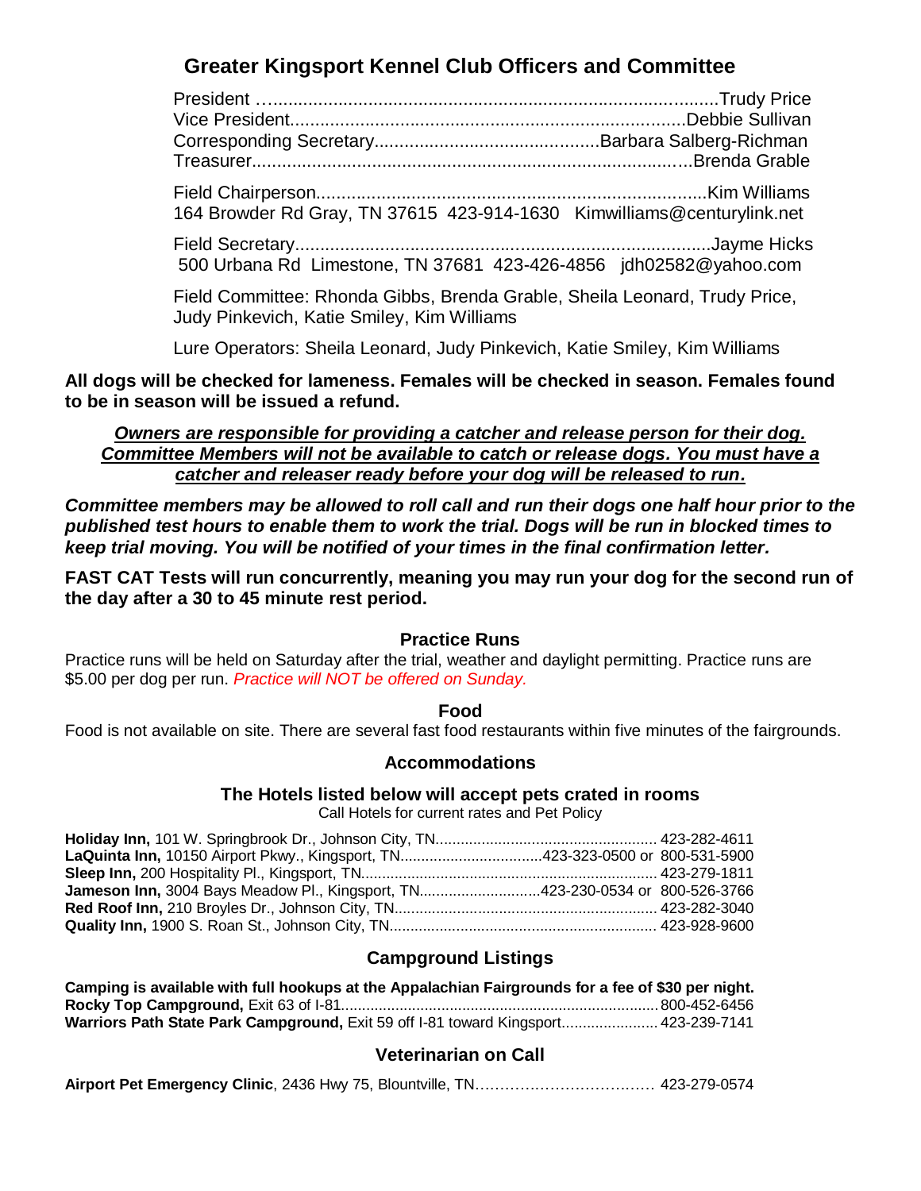## Greater Kingsport Kennel Club Officers and Committee

President ..........................................................................................Trudy Price
Vice President...............................................................................Debbie Sullivan
Corresponding Secretary.............................................Barbara Salberg-Richman
Treasurer.......................................................................................Brenda Grable

Field Chairperson..............................................................................Kim Williams
164 Browder Rd Gray, TN 37615 423-914-1630 Kimwilliams@centurylink.net

Field Secretary...................................................................................Jayme Hicks
500 Urbana Rd Limestone, TN 37681 423-426-4856 jdh02582@yahoo.com

Field Committee: Rhonda Gibbs, Brenda Grable, Sheila Leonard, Trudy Price, Judy Pinkevich, Katie Smiley, Kim Williams

Lure Operators: Sheila Leonard, Judy Pinkevich, Katie Smiley, Kim Williams

**All dogs will be checked for lameness. Females will be checked in season. Females found to be in season will be issued a refund.**

***Owners are responsible for providing a catcher and release person for their dog. Committee Members will not be available to catch or release dogs. You must have a catcher and releaser ready before your dog will be released to run.***

***Committee members may be allowed to roll call and run their dogs one half hour prior to the published test hours to enable them to work the trial. Dogs will be run in blocked times to keep trial moving. You will be notified of your times in the final confirmation letter.***

**FAST CAT Tests will run concurrently, meaning you may run your dog for the second run of the day after a 30 to 45 minute rest period.**

### Practice Runs

Practice runs will be held on Saturday after the trial, weather and daylight permitting. Practice runs are $5.00 per dog per run. *Practice will NOT be offered on Sunday.*

### Food

Food is not available on site. There are several fast food restaurants within five minutes of the fairgrounds.

### Accommodations

#### The Hotels listed below will accept pets crated in rooms

Call Hotels for current rates and Pet Policy

**Holiday Inn,** 101 W. Springbrook Dr., Johnson City, TN.................................................... 423-282-4611
**LaQuinta Inn,** 10150 Airport Pkwy., Kingsport, TN.................................423-323-0500 or 800-531-5900
**Sleep Inn,** 200 Hospitality Pl., Kingsport, TN....................................................................... 423-279-1811
**Jameson Inn,** 3004 Bays Meadow Pl., Kingsport, TN............................423-230-0534 or 800-526-3766
**Red Roof Inn,** 210 Broyles Dr., Johnson City, TN............................................................... 423-282-3040
**Quality Inn,** 1900 S. Roan St., Johnson City, TN................................................................ 423-928-9600

### Campground Listings

**Camping is available with full hookups at the Appalachian Fairgrounds for a fee of $30 per night.**
**Rocky Top Campground,** Exit 63 of I-81............................................................................ 800-452-6456
**Warriors Path State Park Campground,** Exit 59 off I-81 toward Kingsport....................... 423-239-7141

### Veterinarian on Call

**Airport Pet Emergency Clinic**, 2436 Hwy 75, Blountville, TN……………………………… 423-279-0574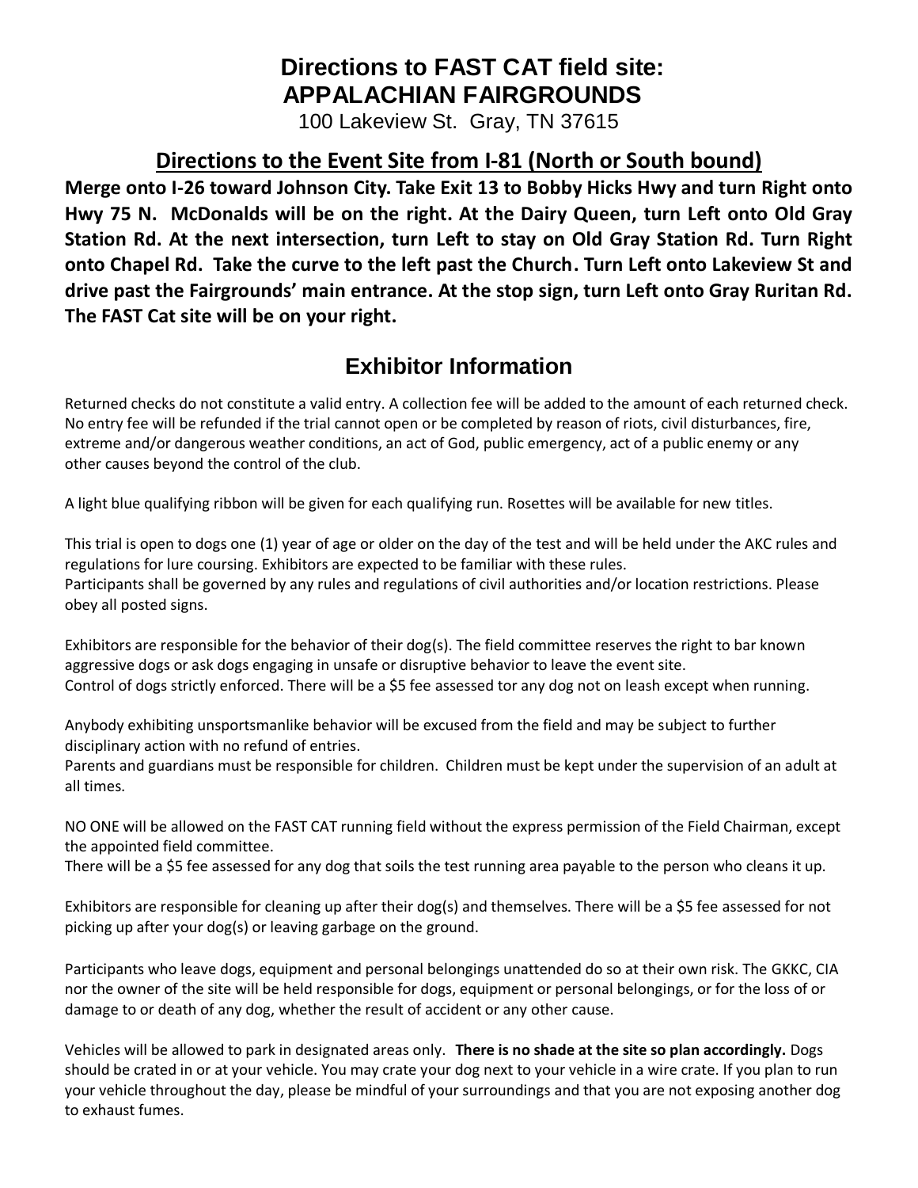# Directions to FAST CAT field site: APPALACHIAN FAIRGROUNDS

100 Lakeview St. Gray, TN 37615

## Directions to the Event Site from I-81 (North or South bound)

**Merge onto I-26 toward Johnson City. Take Exit 13 to Bobby Hicks Hwy and turn Right onto Hwy 75 N. McDonalds will be on the right. At the Dairy Queen, turn Left onto Old Gray Station Rd. At the next intersection, turn Left to stay on Old Gray Station Rd. Turn Right onto Chapel Rd. Take the curve to the left past the Church. Turn Left onto Lakeview St and drive past the Fairgrounds' main entrance. At the stop sign, turn Left onto Gray Ruritan Rd. The FAST Cat site will be on your right.**

## Exhibitor Information

Returned checks do not constitute a valid entry. A collection fee will be added to the amount of each returned check. No entry fee will be refunded if the trial cannot open or be completed by reason of riots, civil disturbances, fire, extreme and/or dangerous weather conditions, an act of God, public emergency, act of a public enemy or any other causes beyond the control of the club.

A light blue qualifying ribbon will be given for each qualifying run. Rosettes will be available for new titles.

This trial is open to dogs one (1) year of age or older on the day of the test and will be held under the AKC rules and regulations for lure coursing. Exhibitors are expected to be familiar with these rules.
Participants shall be governed by any rules and regulations of civil authorities and/or location restrictions. Please obey all posted signs.

Exhibitors are responsible for the behavior of their dog(s). The field committee reserves the right to bar known aggressive dogs or ask dogs engaging in unsafe or disruptive behavior to leave the event site.
Control of dogs strictly enforced. There will be a $5 fee assessed tor any dog not on leash except when running.

Anybody exhibiting unsportsmanlike behavior will be excused from the field and may be subject to further disciplinary action with no refund of entries.
Parents and guardians must be responsible for children. Children must be kept under the supervision of an adult at all times.

NO ONE will be allowed on the FAST CAT running field without the express permission of the Field Chairman, except the appointed field committee.
There will be a $5 fee assessed for any dog that soils the test running area payable to the person who cleans it up.

Exhibitors are responsible for cleaning up after their dog(s) and themselves. There will be a $5 fee assessed for not picking up after your dog(s) or leaving garbage on the ground.

Participants who leave dogs, equipment and personal belongings unattended do so at their own risk. The GKKC, CIA nor the owner of the site will be held responsible for dogs, equipment or personal belongings, or for the loss of or damage to or death of any dog, whether the result of accident or any other cause.

Vehicles will be allowed to park in designated areas only. **There is no shade at the site so plan accordingly.** Dogs should be crated in or at your vehicle. You may crate your dog next to your vehicle in a wire crate. If you plan to run your vehicle throughout the day, please be mindful of your surroundings and that you are not exposing another dog to exhaust fumes.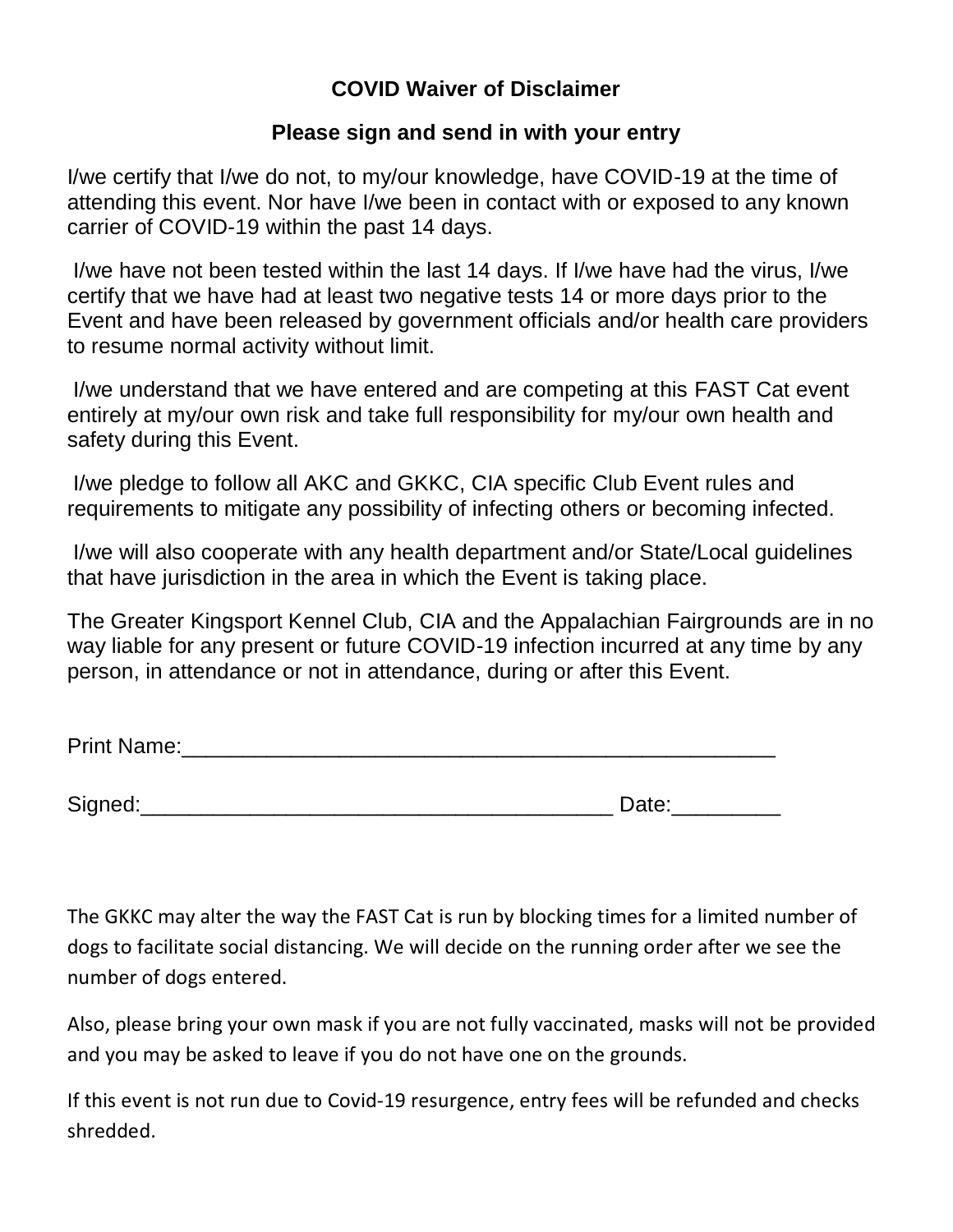## COVID Waiver of Disclaimer

### Please sign and send in with your entry

I/we certify that I/we do not, to my/our knowledge, have COVID-19 at the time of attending this event. Nor have I/we been in contact with or exposed to any known carrier of COVID-19 within the past 14 days.

I/we have not been tested within the last 14 days. If I/we have had the virus, I/we certify that we have had at least two negative tests 14 or more days prior to the Event and have been released by government officials and/or health care providers to resume normal activity without limit.

I/we understand that we have entered and are competing at this FAST Cat event entirely at my/our own risk and take full responsibility for my/our own health and safety during this Event.

I/we pledge to follow all AKC and GKKC, CIA specific Club Event rules and requirements to mitigate any possibility of infecting others or becoming infected.

I/we will also cooperate with any health department and/or State/Local guidelines that have jurisdiction in the area in which the Event is taking place.

The Greater Kingsport Kennel Club, CIA and the Appalachian Fairgrounds are in no way liable for any present or future COVID-19 infection incurred at any time by any person, in attendance or not in attendance, during or after this Event.

Print Name:_________________________________________________

Signed:_______________________________________ Date:_________

The GKKC may alter the way the FAST Cat is run by blocking times for a limited number of dogs to facilitate social distancing. We will decide on the running order after we see the number of dogs entered.

Also, please bring your own mask if you are not fully vaccinated, masks will not be provided and you may be asked to leave if you do not have one on the grounds.

If this event is not run due to Covid-19 resurgence, entry fees will be refunded and checks shredded.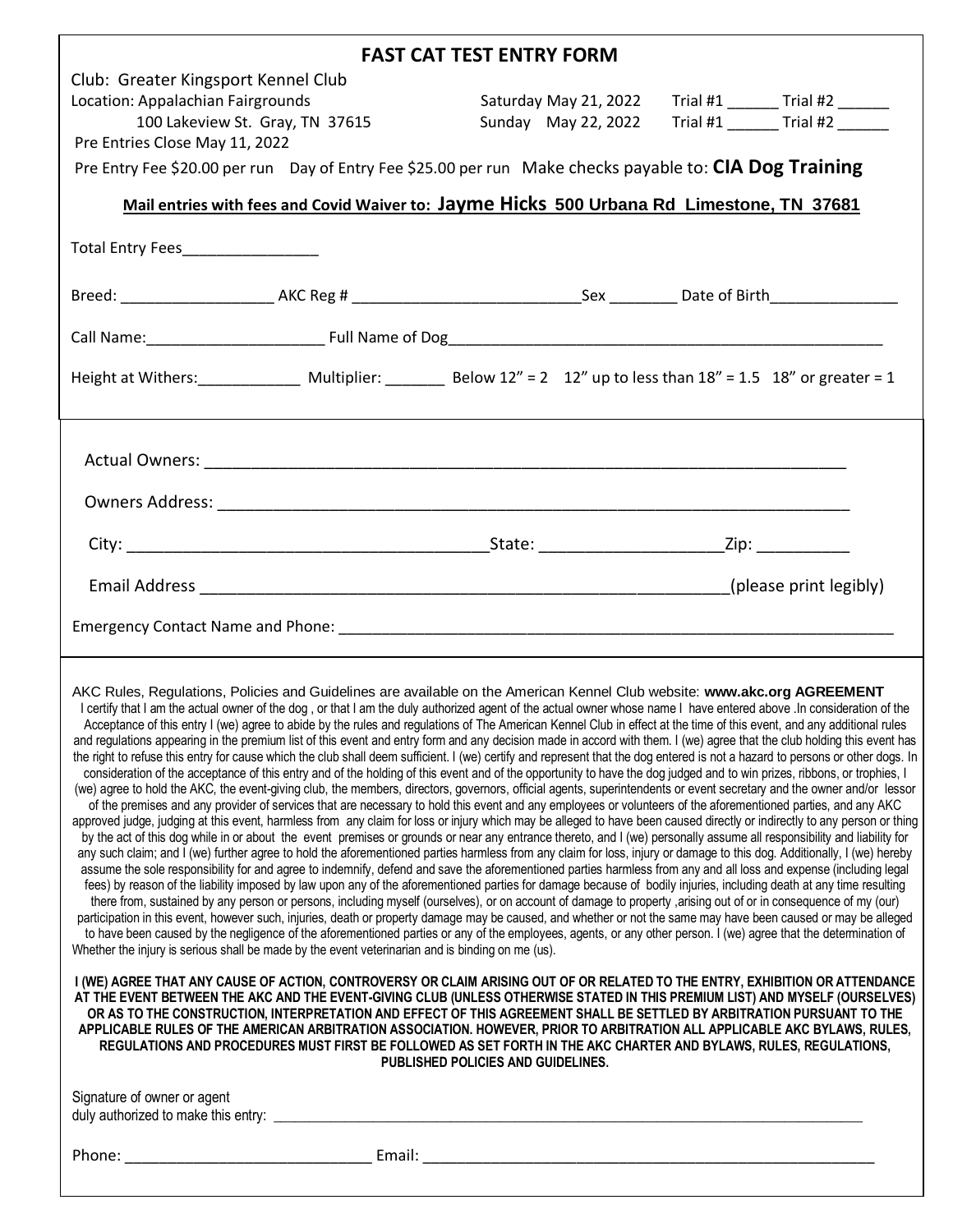# FAST CAT TEST ENTRY FORM

Club: Greater Kingsport Kennel Club

Location: Appalachian Fairgrounds
100 Lakeview St. Gray, TN 37615

Saturday May 21, 2022 Trial #1 ______ Trial #2 ______

Sunday May 22, 2022 Trial #1 ______ Trial #2 ______

Pre Entries Close May 11, 2022

Pre Entry Fee $20.00 per run Day of Entry Fee $25.00 per run Make checks payable to: **CIA Dog Training**

**Mail entries with fees and Covid Waiver to: Jayme Hicks 500 Urbana Rd Limestone, TN 37681**

Total Entry Fees________________

Breed: __________________ AKC Reg # ___________________________Sex ________ Date of Birth_______________

Call Name:_____________________ Full Name of Dog_____________________________________________________

Height at Withers:____________ Multiplier: _______ Below 12" = 2 12" up to less than 18" = 1.5 18" or greater = 1

Actual Owners: _________________________________________________________________________

Owners Address: ________________________________________________________________________

City: ________________________________________State: ____________________Zip: __________

Email Address ____________________________________________________________(please print legibly)

Emergency Contact Name and Phone: __________________________________________________________________

AKC Rules, Regulations, Policies and Guidelines are available on the American Kennel Club website: **www.akc.org AGREEMENT**
I certify that I am the actual owner of the dog , or that I am the duly authorized agent of the actual owner whose name I have entered above .In consideration of the Acceptance of this entry I (we) agree to abide by the rules and regulations of The American Kennel Club in effect at the time of this event, and any additional rules and regulations appearing in the premium list of this event and entry form and any decision made in accord with them. I (we) agree that the club holding this event has the right to refuse this entry for cause which the club shall deem sufficient. I (we) certify and represent that the dog entered is not a hazard to persons or other dogs. In consideration of the acceptance of this entry and of the holding of this event and of the opportunity to have the dog judged and to win prizes, ribbons, or trophies, I (we) agree to hold the AKC, the event-giving club, the members, directors, governors, official agents, superintendents or event secretary and the owner and/or lessor of the premises and any provider of services that are necessary to hold this event and any employees or volunteers of the aforementioned parties, and any AKC approved judge, judging at this event, harmless from any claim for loss or injury which may be alleged to have been caused directly or indirectly to any person or thing by the act of this dog while in or about the event premises or grounds or near any entrance thereto, and I (we) personally assume all responsibility and liability for any such claim; and I (we) further agree to hold the aforementioned parties harmless from any claim for loss, injury or damage to this dog. Additionally, I (we) hereby assume the sole responsibility for and agree to indemnify, defend and save the aforementioned parties harmless from any and all loss and expense (including legal fees) by reason of the liability imposed by law upon any of the aforementioned parties for damage because of bodily injuries, including death at any time resulting there from, sustained by any person or persons, including myself (ourselves), or on account of damage to property ,arising out of or in consequence of my (our) participation in this event, however such, injuries, death or property damage may be caused, and whether or not the same may have been caused or may be alleged to have been caused by the negligence of the aforementioned parties or any of the employees, agents, or any other person. I (we) agree that the determination of Whether the injury is serious shall be made by the event veterinarian and is binding on me (us).

**I (WE) AGREE THAT ANY CAUSE OF ACTION, CONTROVERSY OR CLAIM ARISING OUT OF OR RELATED TO THE ENTRY, EXHIBITION OR ATTENDANCE AT THE EVENT BETWEEN THE AKC AND THE EVENT-GIVING CLUB (UNLESS OTHERWISE STATED IN THIS PREMIUM LIST) AND MYSELF (OURSELVES) OR AS TO THE CONSTRUCTION, INTERPRETATION AND EFFECT OF THIS AGREEMENT SHALL BE SETTLED BY ARBITRATION PURSUANT TO THE APPLICABLE RULES OF THE AMERICAN ARBITRATION ASSOCIATION. HOWEVER, PRIOR TO ARBITRATION ALL APPLICABLE AKC BYLAWS, RULES, REGULATIONS AND PROCEDURES MUST FIRST BE FOLLOWED AS SET FORTH IN THE AKC CHARTER AND BYLAWS, RULES, REGULATIONS, PUBLISHED POLICIES AND GUIDELINES.**

Signature of owner or agent
duly authorized to make this entry: ________________________________________________________________________________

Phone: _____________________________ Email: _________________________________________________________